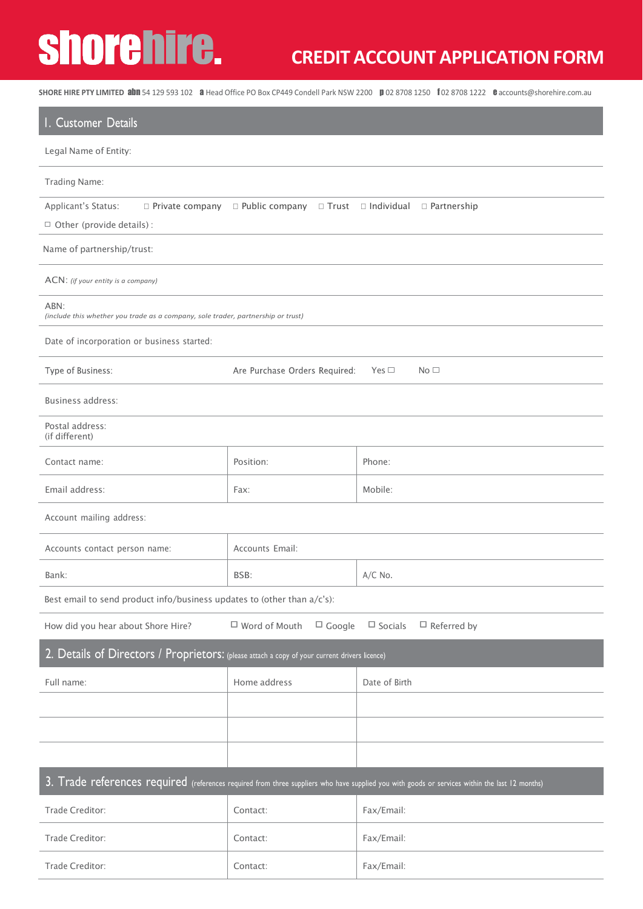# shorehire.

## CREDIT ACCOUNT APPLICATION FORM

**SHORE HIRE PTY LIMITED** **abn** 54 129 593 102 **a** Head Office PO Box CP449 Condell Park NSW 2200 **p** 02 8708 1250 **f** 02 8708 1222 **e** accounts@shorehire.com.au

## 1. Customer Details

Legal Name of Entity:

Trading Name:

Applicant's Status: ☐ Private company ☐ Public company ☐ Trust ☐ Individual ☐ Partnership

☐ Other (provide details) :

Name of partnership/trust:

ACN: *(if your entity is a company)*

ABN:
*(include this whether you trade as a company, sole trader, partnership or trust)*

Date of incorporation or business started:

Type of Business: Are Purchase Orders Required: Yes ☐ No ☐

Business address:

Postal address:
(if different)

| Contact name: | Position: | Phone: |
|---|---|---|
| Email address: | Fax: | Mobile: |

Account mailing address:

| Accounts contact person name: | Accounts Email: | |
|---|---|---|
| Bank: | BSB: | A/C No. |

Best email to send product info/business updates to (other than a/c's):

How did you hear about Shore Hire? ☐ Word of Mouth ☐ Google ☐ Socials ☐ Referred by

## 2. Details of Directors / Proprietors: (please attach a copy of your current drivers licence)

| Full name: | Home address | Date of Birth |
|---|---|---|
| | | |
| | | |
| | | |

## 3. Trade references required (references required from three suppliers who have supplied you with goods or services within the last 12 months)

| Trade Creditor: | Contact: | Fax/Email: |
|---|---|---|
| Trade Creditor: | Contact: | Fax/Email: |
| Trade Creditor: | Contact: | Fax/Email: |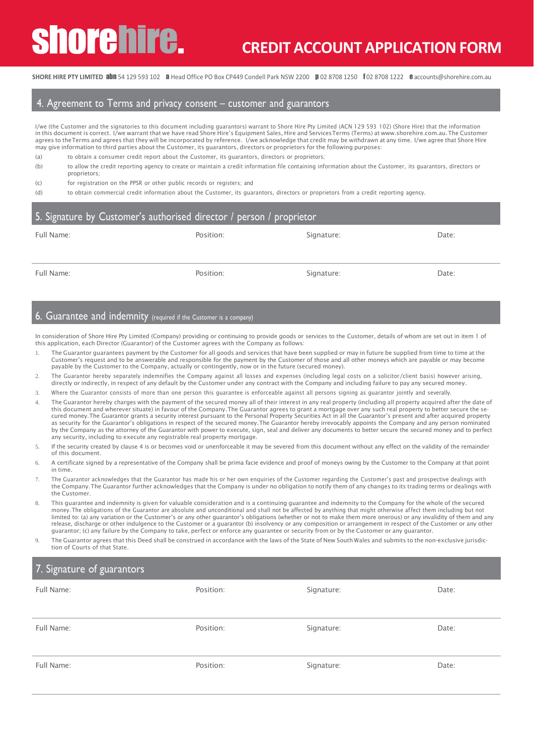# shorehire.

## CREDIT ACCOUNT APPLICATION FORM

**SHORE HIRE PTY LIMITED** abn 54 129 593 102 a Head Office PO Box CP449 Condell Park NSW 2200 p 02 8708 1250 f 02 8708 1222 e accounts@shorehire.com.au

## 4. Agreement to Terms and privacy consent – customer and guarantors

I/we (the Customer and the signatories to this document including guarantors) warrant to Shore Hire Pty Limited (ACN 129 593 102) (Shore Hire) that the information in this document is correct. I/we warrant that we have read Shore Hire's Equipment Sales, Hire and Services Terms (Terms) at www.shorehire.com.au. The Customer agrees to the Terms and agrees that they will be incorporated by reference. I/we acknowledge that credit may be withdrawn at any time. I/we agree that Shore Hire may give information to third parties about the Customer, its guarantors, directors or proprietors for the following purposes:

(a) to obtain a consumer credit report about the Customer, its guarantors, directors or proprietors;

(b) to allow the credit reporting agency to create or maintain a credit information file containing information about the Customer, its guarantors, directors or proprietors;

(c) for registration on the PPSR or other public records or registers; and

(d) to obtain commercial credit information about the Customer, its guarantors, directors or proprietors from a credit reporting agency.

## 5. Signature by Customer's authorised director / person / proprietor

| Full Name: | Position: | Signature: | Date: |
|---|---|---|---|
| Full Name: | Position: | Signature: | Date: |

## 6. Guarantee and indemnity (required if the Customer is a company)

In consideration of Shore Hire Pty Limited (Company) providing or continuing to provide goods or services to the Customer, details of whom are set out in item 1 of this application, each Director (Guarantor) of the Customer agrees with the Company as follows:

1. The Guarantor guarantees payment by the Customer for all goods and services that have been supplied or may in future be supplied from time to time at the Customer's request and to be answerable and responsible for the payment by the Customer of those and all other moneys which are payable or may become payable by the Customer to the Company, actually or contingently, now or in the future (secured money).
2. The Guarantor hereby separately indemnifies the Company against all losses and expenses (including legal costs on a solicitor/client basis) however arising, directly or indirectly, in respect of any default by the Customer under any contract with the Company and including failure to pay any secured money.
3. Where the Guarantor consists of more than one person this guarantee is enforceable against all persons signing as guarantor jointly and severally.
4. The Guarantor hereby charges with the payment of the secured money all of their interest in any real property (including all property acquired after the date of this document and wherever situate) in favour of the Company. The Guarantor agrees to grant a mortgage over any such real property to better secure the secured money. The Guarantor grants a security interest pursuant to the Personal Property Securities Act in all the Guarantor's present and after acquired property as security for the Guarantor's obligations in respect of the secured money. The Guarantor hereby irrevocably appoints the Company and any person nominated by the Company as the attorney of the Guarantor with power to execute, sign, seal and deliver any documents to better secure the secured money and to perfect any security, including to execute any registrable real property mortgage.
5. If the security created by clause 4 is or becomes void or unenforceable it may be severed from this document without any effect on the validity of the remainder of this document.
6. A certificate signed by a representative of the Company shall be prima facie evidence and proof of moneys owing by the Customer to the Company at that point in time.
7. The Guarantor acknowledges that the Guarantor has made his or her own enquiries of the Customer regarding the Customer's past and prospective dealings with the Company. The Guarantor further acknowledges that the Company is under no obligation to notify them of any changes to its trading terms or dealings with the Customer.
8. This guarantee and indemnity is given for valuable consideration and is a continuing guarantee and indemnity to the Company for the whole of the secured money. The obligations of the Guarantor are absolute and unconditional and shall not be affected by anything that might otherwise affect them including but not limited to: (a) any variation or the Customer's or any other guarantor's obligations (whether or not to make them more onerous) or any invalidity of them and any release, discharge or other indulgence to the Customer or a guarantor (b) insolvency or any composition or arrangement in respect of the Customer or any other guarantor; (c) any failure by the Company to take, perfect or enforce any guarantee or security from or by the Customer or any guarantor.
9. The Guarantor agrees that this Deed shall be construed in accordance with the laws of the State of New South Wales and submits to the non-exclusive jurisdiction of Courts of that State.

## 7. Signature of guarantors

| Full Name: | Position: | Signature: | Date: |
|---|---|---|---|
| Full Name: | Position: | Signature: | Date: |
| Full Name: | Position: | Signature: | Date: |